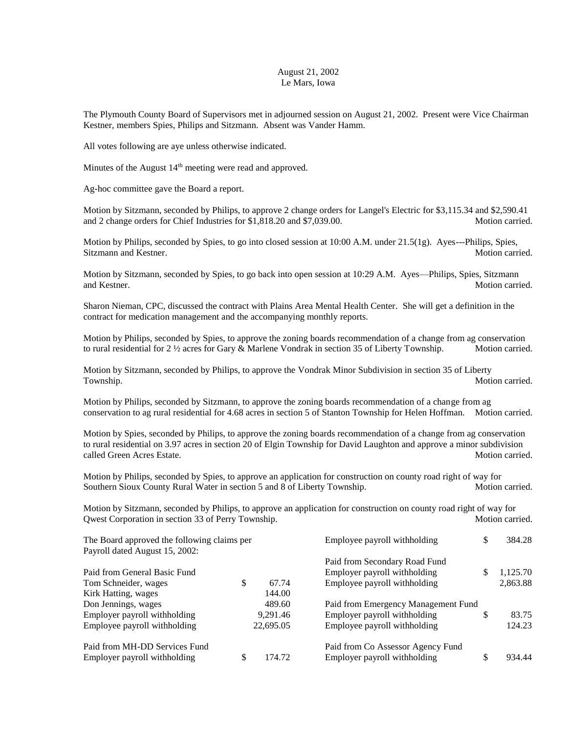August 21, 2002
Le Mars, Iowa

The Plymouth County Board of Supervisors met in adjourned session on August 21, 2002. Present were Vice Chairman Kestner, members Spies, Philips and Sitzmann. Absent was Vander Hamm.

All votes following are aye unless otherwise indicated.

Minutes of the August 14th meeting were read and approved.

Ag-hoc committee gave the Board a report.

Motion by Sitzmann, seconded by Philips, to approve 2 change orders for Langel's Electric for $3,115.34 and $2,590.41 and 2 change orders for Chief Industries for $1,818.20 and $7,039.00. Motion carried.

Motion by Philips, seconded by Spies, to go into closed session at 10:00 A.M. under 21.5(1g). Ayes---Philips, Spies, Sitzmann and Kestner. Motion carried.

Motion by Sitzmann, seconded by Spies, to go back into open session at 10:29 A.M. Ayes—Philips, Spies, Sitzmann and Kestner. Motion carried.

Sharon Nieman, CPC, discussed the contract with Plains Area Mental Health Center. She will get a definition in the contract for medication management and the accompanying monthly reports.

Motion by Philips, seconded by Spies, to approve the zoning boards recommendation of a change from ag conservation to rural residential for 2 ½ acres for Gary & Marlene Vondrak in section 35 of Liberty Township. Motion carried.

Motion by Sitzmann, seconded by Philips, to approve the Vondrak Minor Subdivision in section 35 of Liberty Township. Motion carried.

Motion by Philips, seconded by Sitzmann, to approve the zoning boards recommendation of a change from ag conservation to ag rural residential for 4.68 acres in section 5 of Stanton Township for Helen Hoffman. Motion carried.

Motion by Spies, seconded by Philips, to approve the zoning boards recommendation of a change from ag conservation to rural residential on 3.97 acres in section 20 of Elgin Township for David Laughton and approve a minor subdivision called Green Acres Estate. Motion carried.

Motion by Philips, seconded by Spies, to approve an application for construction on county road right of way for Southern Sioux County Rural Water in section 5 and 8 of Liberty Township. Motion carried.

Motion by Sitzmann, seconded by Philips, to approve an application for construction on county road right of way for Qwest Corporation in section 33 of Perry Township. Motion carried.

The Board approved the following claims per Payroll dated August 15, 2002:

| | |
|---|---|
| **Paid from General Basic Fund** | |
| Tom Schneider, wages | $ 67.74 |
| Kirk Hatting, wages | 144.00 |
| Don Jennings, wages | 489.60 |
| Employer payroll withholding | 9,291.46 |
| Employee payroll withholding | 22,695.05 |
| **Paid from MH-DD Services Fund** | |
| Employer payroll withholding | $ 174.72 |
| Employee payroll withholding | $ 384.28 |
| **Paid from Secondary Road Fund** | |
| Employer payroll withholding | $ 1,125.70 |
| Employee payroll withholding | 2,863.88 |
| **Paid from Emergency Management Fund** | |
| Employer payroll withholding | $ 83.75 |
| Employee payroll withholding | 124.23 |
| **Paid from Co Assessor Agency Fund** | |
| Employer payroll withholding | $ 934.44 |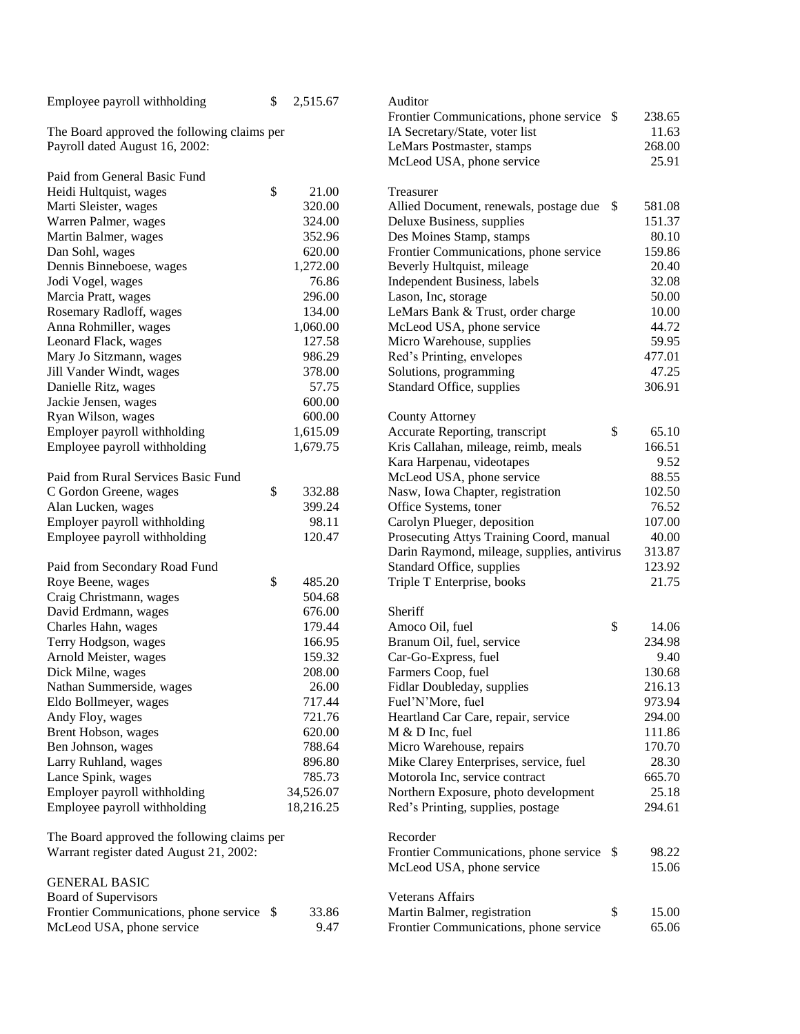| | | |
|---|---|---|
| Employee payroll withholding | $ | 2,515.67 |

The Board approved the following claims per Payroll dated August 16, 2002:

Paid from General Basic Fund

| | | |
|---|---|---|
| Heidi Hultquist, wages | $ | 21.00 |
| Marti Sleister, wages | | 320.00 |
| Warren Palmer, wages | | 324.00 |
| Martin Balmer, wages | | 352.96 |
| Dan Sohl, wages | | 620.00 |
| Dennis Binneboese, wages | | 1,272.00 |
| Jodi Vogel, wages | | 76.86 |
| Marcia Pratt, wages | | 296.00 |
| Rosemary Radloff, wages | | 134.00 |
| Anna Rohmiller, wages | | 1,060.00 |
| Leonard Flack, wages | | 127.58 |
| Mary Jo Sitzmann, wages | | 986.29 |
| Jill Vander Windt, wages | | 378.00 |
| Danielle Ritz, wages | | 57.75 |
| Jackie Jensen, wages | | 600.00 |
| Ryan Wilson, wages | | 600.00 |
| Employer payroll withholding | | 1,615.09 |
| Employee payroll withholding | | 1,679.75 |

Paid from Rural Services Basic Fund

| | | |
|---|---|---|
| C Gordon Greene, wages | $ | 332.88 |
| Alan Lucken, wages | | 399.24 |
| Employer payroll withholding | | 98.11 |
| Employee payroll withholding | | 120.47 |

Paid from Secondary Road Fund

| | | |
|---|---|---|
| Roye Beene, wages | $ | 485.20 |
| Craig Christmann, wages | | 504.68 |
| David Erdmann, wages | | 676.00 |
| Charles Hahn, wages | | 179.44 |
| Terry Hodgson, wages | | 166.95 |
| Arnold Meister, wages | | 159.32 |
| Dick Milne, wages | | 208.00 |
| Nathan Summerside, wages | | 26.00 |
| Eldo Bollmeyer, wages | | 717.44 |
| Andy Floy, wages | | 721.76 |
| Brent Hobson, wages | | 620.00 |
| Ben Johnson, wages | | 788.64 |
| Larry Ruhland, wages | | 896.80 |
| Lance Spink, wages | | 785.73 |
| Employer payroll withholding | | 34,526.07 |
| Employee payroll withholding | | 18,216.25 |

The Board approved the following claims per Warrant register dated August 21, 2002:

GENERAL BASIC

Board of Supervisors

| | | |
|---|---|---|
| Frontier Communications, phone service | $ | 33.86 |
| McLeod USA, phone service | | 9.47 |

Auditor

| | | |
|---|---|---|
| Frontier Communications, phone service | $ | 238.65 |
| IA Secretary/State, voter list | | 11.63 |
| LeMars Postmaster, stamps | | 268.00 |
| McLeod USA, phone service | | 25.91 |

Treasurer

| | | |
|---|---|---|
| Allied Document, renewals, postage due | $ | 581.08 |
| Deluxe Business, supplies | | 151.37 |
| Des Moines Stamp, stamps | | 80.10 |
| Frontier Communications, phone service | | 159.86 |
| Beverly Hultquist, mileage | | 20.40 |
| Independent Business, labels | | 32.08 |
| Lason, Inc, storage | | 50.00 |
| LeMars Bank & Trust, order charge | | 10.00 |
| McLeod USA, phone service | | 44.72 |
| Micro Warehouse, supplies | | 59.95 |
| Red's Printing, envelopes | | 477.01 |
| Solutions, programming | | 47.25 |
| Standard Office, supplies | | 306.91 |

County Attorney

| | | |
|---|---|---|
| Accurate Reporting, transcript | $ | 65.10 |
| Kris Callahan, mileage, reimb, meals | | 166.51 |
| Kara Harpenau, videotapes | | 9.52 |
| McLeod USA, phone service | | 88.55 |
| Nasw, Iowa Chapter, registration | | 102.50 |
| Office Systems, toner | | 76.52 |
| Carolyn Plueger, deposition | | 107.00 |
| Prosecuting Attys Training Coord, manual | | 40.00 |
| Darin Raymond, mileage, supplies, antivirus | | 313.87 |
| Standard Office, supplies | | 123.92 |
| Triple T Enterprise, books | | 21.75 |

Sheriff

| | | |
|---|---|---|
| Amoco Oil, fuel | $ | 14.06 |
| Branum Oil, fuel, service | | 234.98 |
| Car-Go-Express, fuel | | 9.40 |
| Farmers Coop, fuel | | 130.68 |
| Fidlar Doubleday, supplies | | 216.13 |
| Fuel'N'More, fuel | | 973.94 |
| Heartland Car Care, repair, service | | 294.00 |
| M & D Inc, fuel | | 111.86 |
| Micro Warehouse, repairs | | 170.70 |
| Mike Clarey Enterprises, service, fuel | | 28.30 |
| Motorola Inc, service contract | | 665.70 |
| Northern Exposure, photo development | | 25.18 |
| Red's Printing, supplies, postage | | 294.61 |

Recorder

| | | |
|---|---|---|
| Frontier Communications, phone service | $ | 98.22 |
| McLeod USA, phone service | | 15.06 |

Veterans Affairs

| | | |
|---|---|---|
| Martin Balmer, registration | $ | 15.00 |
| Frontier Communications, phone service | | 65.06 |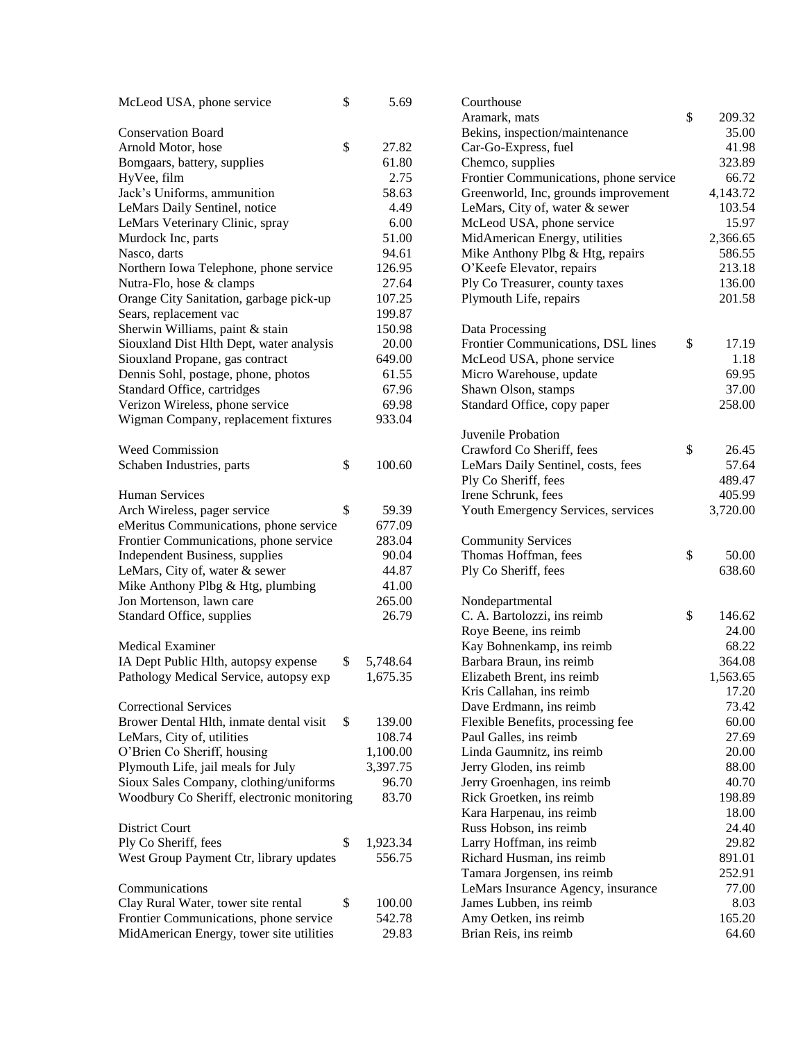| | | |
|---|---|---|
| McLeod USA, phone service | $ | 5.69 |
| | | |
| **Conservation Board** | | |
| Arnold Motor, hose | $ | 27.82 |
| Bomgaars, battery, supplies | | 61.80 |
| HyVee, film | | 2.75 |
| Jack's Uniforms, ammunition | | 58.63 |
| LeMars Daily Sentinel, notice | | 4.49 |
| LeMars Veterinary Clinic, spray | | 6.00 |
| Murdock Inc, parts | | 51.00 |
| Nasco, darts | | 94.61 |
| Northern Iowa Telephone, phone service | | 126.95 |
| Nutra-Flo, hose & clamps | | 27.64 |
| Orange City Sanitation, garbage pick-up | | 107.25 |
| Sears, replacement vac | | 199.87 |
| Sherwin Williams, paint & stain | | 150.98 |
| Siouxland Dist Hlth Dept, water analysis | | 20.00 |
| Siouxland Propane, gas contract | | 649.00 |
| Dennis Sohl, postage, phone, photos | | 61.55 |
| Standard Office, cartridges | | 67.96 |
| Verizon Wireless, phone service | | 69.98 |
| Wigman Company, replacement fixtures | | 933.04 |
| | | |
| **Weed Commission** | | |
| Schaben Industries, parts | $ | 100.60 |
| | | |
| **Human Services** | | |
| Arch Wireless, pager service | $ | 59.39 |
| eMeritus Communications, phone service | | 677.09 |
| Frontier Communications, phone service | | 283.04 |
| Independent Business, supplies | | 90.04 |
| LeMars, City of, water & sewer | | 44.87 |
| Mike Anthony Plbg & Htg, plumbing | | 41.00 |
| Jon Mortenson, lawn care | | 265.00 |
| Standard Office, supplies | | 26.79 |
| | | |
| **Medical Examiner** | | |
| IA Dept Public Hlth, autopsy expense | $ | 5,748.64 |
| Pathology Medical Service, autopsy exp | | 1,675.35 |
| | | |
| **Correctional Services** | | |
| Brower Dental Hlth, inmate dental visit | $ | 139.00 |
| LeMars, City of, utilities | | 108.74 |
| O'Brien Co Sheriff, housing | | 1,100.00 |
| Plymouth Life, jail meals for July | | 3,397.75 |
| Sioux Sales Company, clothing/uniforms | | 96.70 |
| Woodbury Co Sheriff, electronic monitoring | | 83.70 |
| | | |
| **District Court** | | |
| Ply Co Sheriff, fees | $ | 1,923.34 |
| West Group Payment Ctr, library updates | | 556.75 |
| | | |
| **Communications** | | |
| Clay Rural Water, tower site rental | $ | 100.00 |
| Frontier Communications, phone service | | 542.78 |
| MidAmerican Energy, tower site utilities | | 29.83 |
| | | |
| **Courthouse** | | |
| Aramark, mats | $ | 209.32 |
| Bekins, inspection/maintenance | | 35.00 |
| Car-Go-Express, fuel | | 41.98 |
| Chemco, supplies | | 323.89 |
| Frontier Communications, phone service | | 66.72 |
| Greenworld, Inc, grounds improvement | | 4,143.72 |
| LeMars, City of, water & sewer | | 103.54 |
| McLeod USA, phone service | | 15.97 |
| MidAmerican Energy, utilities | | 2,366.65 |
| Mike Anthony Plbg & Htg, repairs | | 586.55 |
| O'Keefe Elevator, repairs | | 213.18 |
| Ply Co Treasurer, county taxes | | 136.00 |
| Plymouth Life, repairs | | 201.58 |
| | | |
| **Data Processing** | | |
| Frontier Communications, DSL lines | $ | 17.19 |
| McLeod USA, phone service | | 1.18 |
| Micro Warehouse, update | | 69.95 |
| Shawn Olson, stamps | | 37.00 |
| Standard Office, copy paper | | 258.00 |
| | | |
| **Juvenile Probation** | | |
| Crawford Co Sheriff, fees | $ | 26.45 |
| LeMars Daily Sentinel, costs, fees | | 57.64 |
| Ply Co Sheriff, fees | | 489.47 |
| Irene Schrunk, fees | | 405.99 |
| Youth Emergency Services, services | | 3,720.00 |
| | | |
| **Community Services** | | |
| Thomas Hoffman, fees | $ | 50.00 |
| Ply Co Sheriff, fees | | 638.60 |
| | | |
| **Nondepartmental** | | |
| C. A. Bartolozzi, ins reimb | $ | 146.62 |
| Roye Beene, ins reimb | | 24.00 |
| Kay Bohnenkamp, ins reimb | | 68.22 |
| Barbara Braun, ins reimb | | 364.08 |
| Elizabeth Brent, ins reimb | | 1,563.65 |
| Kris Callahan, ins reimb | | 17.20 |
| Dave Erdmann, ins reimb | | 73.42 |
| Flexible Benefits, processing fee | | 60.00 |
| Paul Galles, ins reimb | | 27.69 |
| Linda Gaumnitz, ins reimb | | 20.00 |
| Jerry Gloden, ins reimb | | 88.00 |
| Jerry Groenhagen, ins reimb | | 40.70 |
| Rick Groetken, ins reimb | | 198.89 |
| Kara Harpenau, ins reimb | | 18.00 |
| Russ Hobson, ins reimb | | 24.40 |
| Larry Hoffman, ins reimb | | 29.82 |
| Richard Husman, ins reimb | | 891.01 |
| Tamara Jorgensen, ins reimb | | 252.91 |
| LeMars Insurance Agency, insurance | | 77.00 |
| James Lubben, ins reimb | | 8.03 |
| Amy Oetken, ins reimb | | 165.20 |
| Brian Reis, ins reimb | | 64.60 |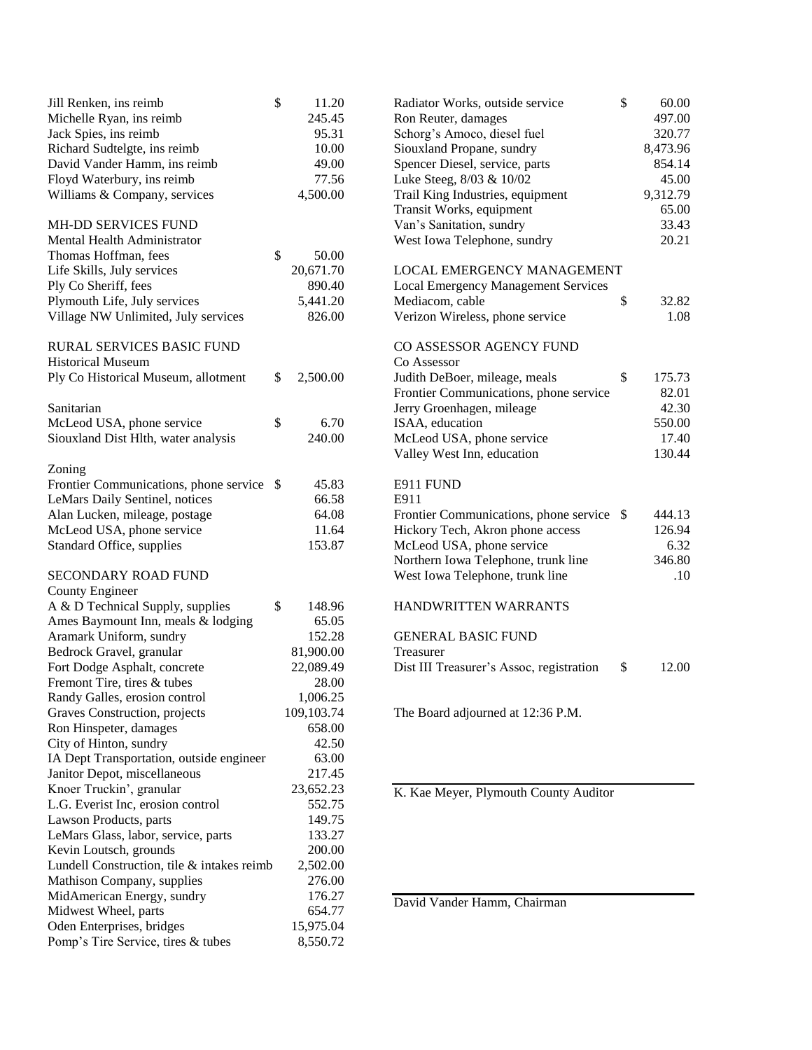| | |
|---|---|
| Jill Renken, ins reimb | $ 11.20 |
| Michelle Ryan, ins reimb | 245.45 |
| Jack Spies, ins reimb | 95.31 |
| Richard Sudtelgte, ins reimb | 10.00 |
| David Vander Hamm, ins reimb | 49.00 |
| Floyd Waterbury, ins reimb | 77.56 |
| Williams & Company, services | 4,500.00 |

MH-DD SERVICES FUND
Mental Health Administrator

| | |
|---|---|
| Thomas Hoffman, fees | $ 50.00 |
| Life Skills, July services | 20,671.70 |
| Ply Co Sheriff, fees | 890.40 |
| Plymouth Life, July services | 5,441.20 |
| Village NW Unlimited, July services | 826.00 |

RURAL SERVICES BASIC FUND
Historical Museum

| | |
|---|---|
| Ply Co Historical Museum, allotment | $ 2,500.00 |

Sanitarian

| | |
|---|---|
| McLeod USA, phone service | $ 6.70 |
| Siouxland Dist Hlth, water analysis | 240.00 |

Zoning

| | |
|---|---|
| Frontier Communications, phone service | $ 45.83 |
| LeMars Daily Sentinel, notices | 66.58 |
| Alan Lucken, mileage, postage | 64.08 |
| McLeod USA, phone service | 11.64 |
| Standard Office, supplies | 153.87 |

SECONDARY ROAD FUND
County Engineer

| | |
|---|---|
| A & D Technical Supply, supplies | $ 148.96 |
| Ames Baymount Inn, meals & lodging | 65.05 |
| Aramark Uniform, sundry | 152.28 |
| Bedrock Gravel, granular | 81,900.00 |
| Fort Dodge Asphalt, concrete | 22,089.49 |
| Fremont Tire, tires & tubes | 28.00 |
| Randy Galles, erosion control | 1,006.25 |
| Graves Construction, projects | 109,103.74 |
| Ron Hinspeter, damages | 658.00 |
| City of Hinton, sundry | 42.50 |
| IA Dept Transportation, outside engineer | 63.00 |
| Janitor Depot, miscellaneous | 217.45 |
| Knoer Truckin', granular | 23,652.23 |
| L.G. Everist Inc, erosion control | 552.75 |
| Lawson Products, parts | 149.75 |
| LeMars Glass, labor, service, parts | 133.27 |
| Kevin Loutsch, grounds | 200.00 |
| Lundell Construction, tile & intakes reimb | 2,502.00 |
| Mathison Company, supplies | 276.00 |
| MidAmerican Energy, sundry | 176.27 |
| Midwest Wheel, parts | 654.77 |
| Oden Enterprises, bridges | 15,975.04 |
| Pomp's Tire Service, tires & tubes | 8,550.72 |
| Radiator Works, outside service | $ 60.00 |
| Ron Reuter, damages | 497.00 |
| Schorg's Amoco, diesel fuel | 320.77 |
| Siouxland Propane, sundry | 8,473.96 |
| Spencer Diesel, service, parts | 854.14 |
| Luke Steeg, 8/03 & 10/02 | 45.00 |
| Trail King Industries, equipment | 9,312.79 |
| Transit Works, equipment | 65.00 |
| Van's Sanitation, sundry | 33.43 |
| West Iowa Telephone, sundry | 20.21 |

LOCAL EMERGENCY MANAGEMENT
Local Emergency Management Services

| | |
|---|---|
| Mediacom, cable | $ 32.82 |
| Verizon Wireless, phone service | 1.08 |

CO ASSESSOR AGENCY FUND
Co Assessor

| | |
|---|---|
| Judith DeBoer, mileage, meals | $ 175.73 |
| Frontier Communications, phone service | 82.01 |
| Jerry Groenhagen, mileage | 42.30 |
| ISAA, education | 550.00 |
| McLeod USA, phone service | 17.40 |
| Valley West Inn, education | 130.44 |

E911 FUND
E911

| | |
|---|---|
| Frontier Communications, phone service | $ 444.13 |
| Hickory Tech, Akron phone access | 126.94 |
| McLeod USA, phone service | 6.32 |
| Northern Iowa Telephone, trunk line | 346.80 |
| West Iowa Telephone, trunk line | .10 |

HANDWRITTEN WARRANTS

GENERAL BASIC FUND
Treasurer

| | |
|---|---|
| Dist III Treasurer's Assoc, registration | $ 12.00 |

The Board adjourned at 12:36 P.M.

K. Kae Meyer, Plymouth County Auditor

David Vander Hamm, Chairman